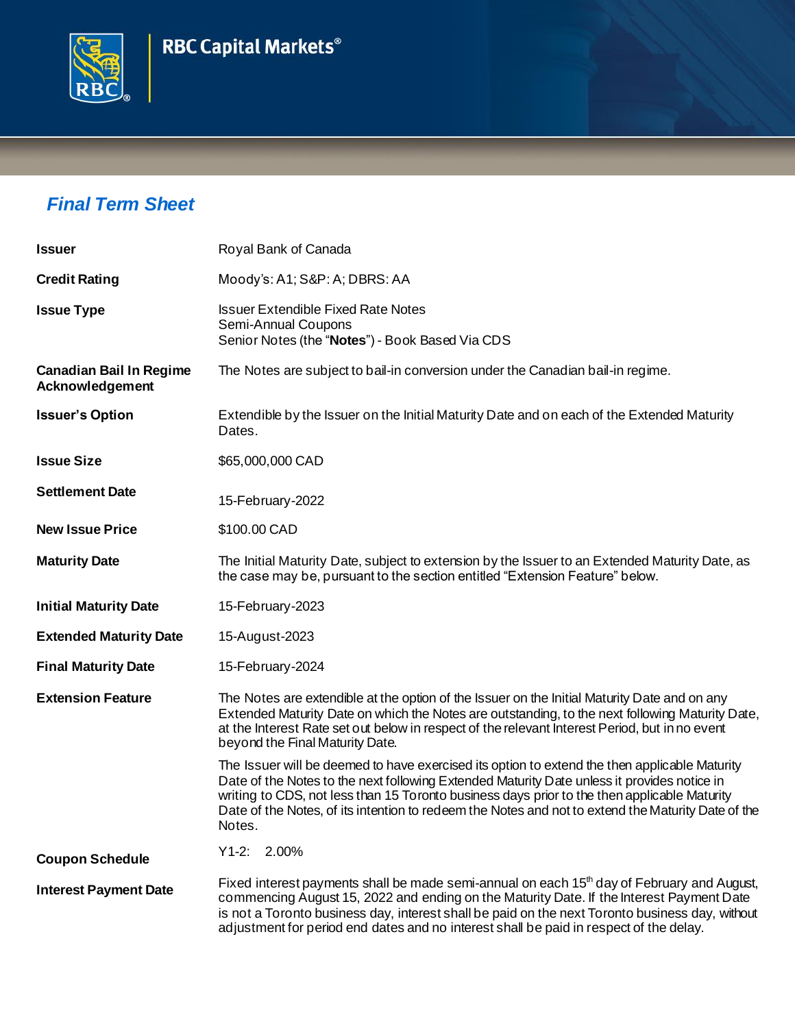RBC Capital Markets®

## *Final Term Sheet*

| | |
|---|---|
| **Issuer** | Royal Bank of Canada |
| **Credit Rating** | Moody's: A1; S&P: A; DBRS: AA |
| **Issue Type** | Issuer Extendible Fixed Rate Notes<br>Semi-Annual Coupons<br>Senior Notes (the "**Notes**") - Book Based Via CDS |
| **Canadian Bail In Regime Acknowledgement** | The Notes are subject to bail-in conversion under the Canadian bail-in regime. |
| **Issuer's Option** | Extendible by the Issuer on the Initial Maturity Date and on each of the Extended Maturity Dates. |
| **Issue Size** | $65,000,000 CAD |
| **Settlement Date** | 15-February-2022 |
| **New Issue Price** | $100.00 CAD |
| **Maturity Date** | The Initial Maturity Date, subject to extension by the Issuer to an Extended Maturity Date, as the case may be, pursuant to the section entitled "Extension Feature" below. |
| **Initial Maturity Date** | 15-February-2023 |
| **Extended Maturity Date** | 15-August-2023 |
| **Final Maturity Date** | 15-February-2024 |
| **Extension Feature** | The Notes are extendible at the option of the Issuer on the Initial Maturity Date and on any Extended Maturity Date on which the Notes are outstanding, to the next following Maturity Date, at the Interest Rate set out below in respect of the relevant Interest Period, but in no event beyond the Final Maturity Date.<br><br>The Issuer will be deemed to have exercised its option to extend the then applicable Maturity Date of the Notes to the next following Extended Maturity Date unless it provides notice in writing to CDS, not less than 15 Toronto business days prior to the then applicable Maturity Date of the Notes, of its intention to redeem the Notes and not to extend the Maturity Date of the Notes. |
| **Coupon Schedule** | Y1-2: 2.00% |
| **Interest Payment Date** | Fixed interest payments shall be made semi-annual on each 15th day of February and August, commencing August 15, 2022 and ending on the Maturity Date. If the Interest Payment Date is not a Toronto business day, interest shall be paid on the next Toronto business day, without adjustment for period end dates and no interest shall be paid in respect of the delay. |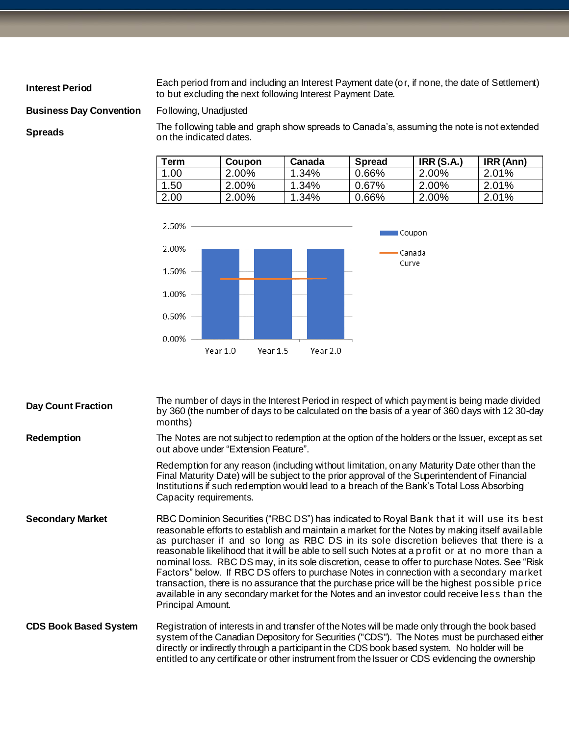**Interest Period** Each period from and including an Interest Payment date (or, if none, the date of Settlement) to but excluding the next following Interest Payment Date.

**Business Day Convention** Following, Unadjusted

**Spreads** The following table and graph show spreads to Canada's, assuming the note is not extended on the indicated dates.

| Term | Coupon | Canada | Spread | IRR (S.A.) | IRR (Ann) |
|---|---|---|---|---|---|
| 1.00 | 2.00% | 1.34% | 0.66% | 2.00% | 2.01% |
| 1.50 | 2.00% | 1.34% | 0.67% | 2.00% | 2.01% |
| 2.00 | 2.00% | 1.34% | 0.66% | 2.00% | 2.01% |

**Day Count Fraction** The number of days in the Interest Period in respect of which payment is being made divided by 360 (the number of days to be calculated on the basis of a year of 360 days with 12 30-day months)

**Redemption** The Notes are not subject to redemption at the option of the holders or the Issuer, except as set out above under "Extension Feature".

Redemption for any reason (including without limitation, on any Maturity Date other than the Final Maturity Date) will be subject to the prior approval of the Superintendent of Financial Institutions if such redemption would lead to a breach of the Bank's Total Loss Absorbing Capacity requirements.

**Secondary Market** RBC Dominion Securities ("RBC DS") has indicated to Royal Bank that it will use its best reasonable efforts to establish and maintain a market for the Notes by making itself available as purchaser if and so long as RBC DS in its sole discretion believes that there is a reasonable likelihood that it will be able to sell such Notes at a profit or at no more than a nominal loss. RBC DS may, in its sole discretion, cease to offer to purchase Notes. See "Risk Factors" below. If RBC DS offers to purchase Notes in connection with a secondary market transaction, there is no assurance that the purchase price will be the highest possible price available in any secondary market for the Notes and an investor could receive less than the Principal Amount.

**CDS Book Based System** Registration of interests in and transfer of the Notes will be made only through the book based system of the Canadian Depository for Securities ("CDS"). The Notes must be purchased either directly or indirectly through a participant in the CDS book based system. No holder will be entitled to any certificate or other instrument from the Issuer or CDS evidencing the ownership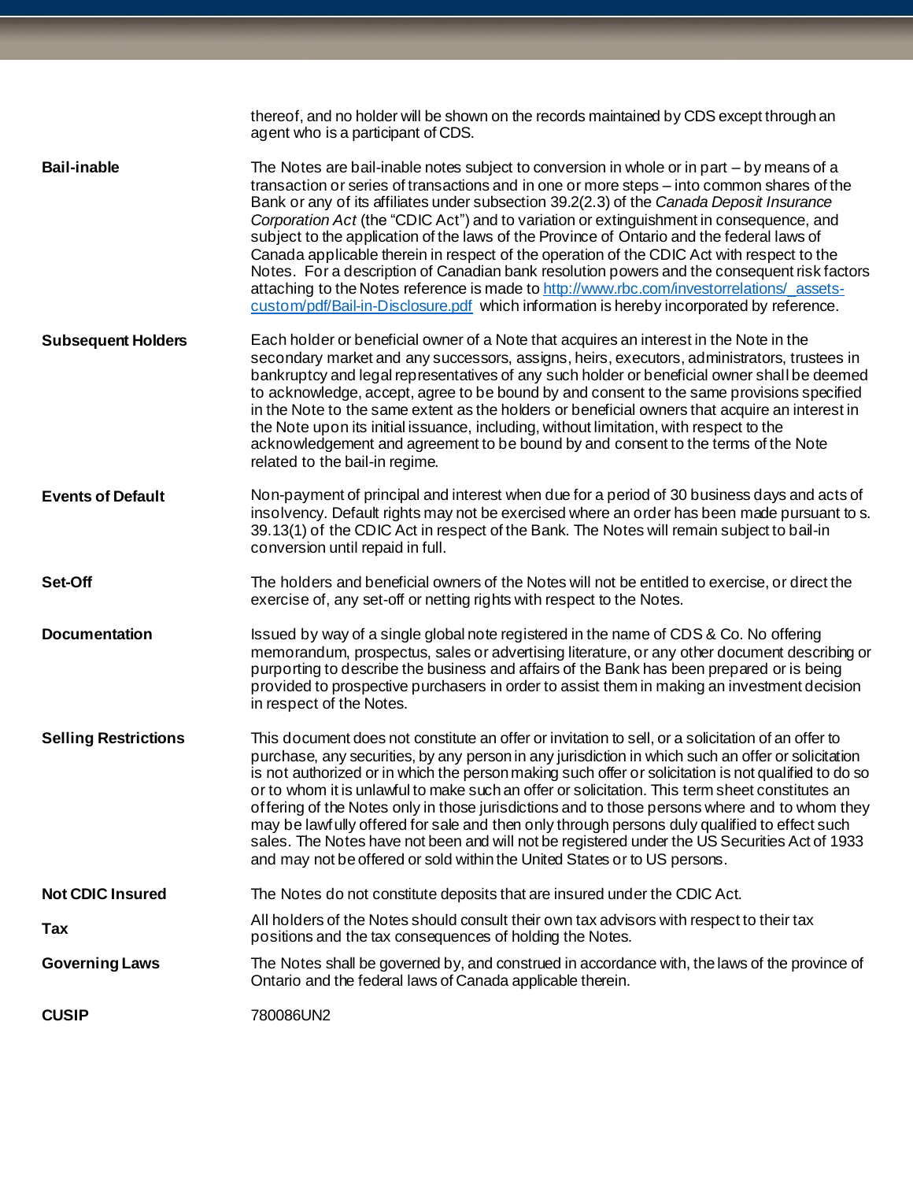| | |
|---|---|
| | thereof, and no holder will be shown on the records maintained by CDS except through an agent who is a participant of CDS. |
| **Bail-inable** | The Notes are bail-inable notes subject to conversion in whole or in part – by means of a transaction or series of transactions and in one or more steps – into common shares of the Bank or any of its affiliates under subsection 39.2(2.3) of the *Canada Deposit Insurance Corporation Act* (the "CDIC Act") and to variation or extinguishment in consequence, and subject to the application of the laws of the Province of Ontario and the federal laws of Canada applicable therein in respect of the operation of the CDIC Act with respect to the Notes. For a description of Canadian bank resolution powers and the consequent risk factors attaching to the Notes reference is made to [http://www.rbc.com/investorrelations/_assets-custom/pdf/Bail-in-Disclosure.pdf](http://www.rbc.com/investorrelations/_assets-custom/pdf/Bail-in-Disclosure.pdf) which information is hereby incorporated by reference. |
| **Subsequent Holders** | Each holder or beneficial owner of a Note that acquires an interest in the Note in the secondary market and any successors, assigns, heirs, executors, administrators, trustees in bankruptcy and legal representatives of any such holder or beneficial owner shall be deemed to acknowledge, accept, agree to be bound by and consent to the same provisions specified in the Note to the same extent as the holders or beneficial owners that acquire an interest in the Note upon its initial issuance, including, without limitation, with respect to the acknowledgement and agreement to be bound by and consent to the terms of the Note related to the bail-in regime. |
| **Events of Default** | Non-payment of principal and interest when due for a period of 30 business days and acts of insolvency. Default rights may not be exercised where an order has been made pursuant to s. 39.13(1) of the CDIC Act in respect of the Bank. The Notes will remain subject to bail-in conversion until repaid in full. |
| **Set-Off** | The holders and beneficial owners of the Notes will not be entitled to exercise, or direct the exercise of, any set-off or netting rights with respect to the Notes. |
| **Documentation** | Issued by way of a single global note registered in the name of CDS & Co. No offering memorandum, prospectus, sales or advertising literature, or any other document describing or purporting to describe the business and affairs of the Bank has been prepared or is being provided to prospective purchasers in order to assist them in making an investment decision in respect of the Notes. |
| **Selling Restrictions** | This document does not constitute an offer or invitation to sell, or a solicitation of an offer to purchase, any securities, by any person in any jurisdiction in which such an offer or solicitation is not authorized or in which the person making such offer or solicitation is not qualified to do so or to whom it is unlawful to make such an offer or solicitation. This term sheet constitutes an offering of the Notes only in those jurisdictions and to those persons where and to whom they may be lawfully offered for sale and then only through persons duly qualified to effect such sales. The Notes have not been and will not be registered under the US Securities Act of 1933 and may not be offered or sold within the United States or to US persons. |
| **Not CDIC Insured** | The Notes do not constitute deposits that are insured under the CDIC Act. |
| **Tax** | All holders of the Notes should consult their own tax advisors with respect to their tax positions and the tax consequences of holding the Notes. |
| **Governing Laws** | The Notes shall be governed by, and construed in accordance with, the laws of the province of Ontario and the federal laws of Canada applicable therein. |
| **CUSIP** | 780086UN2 |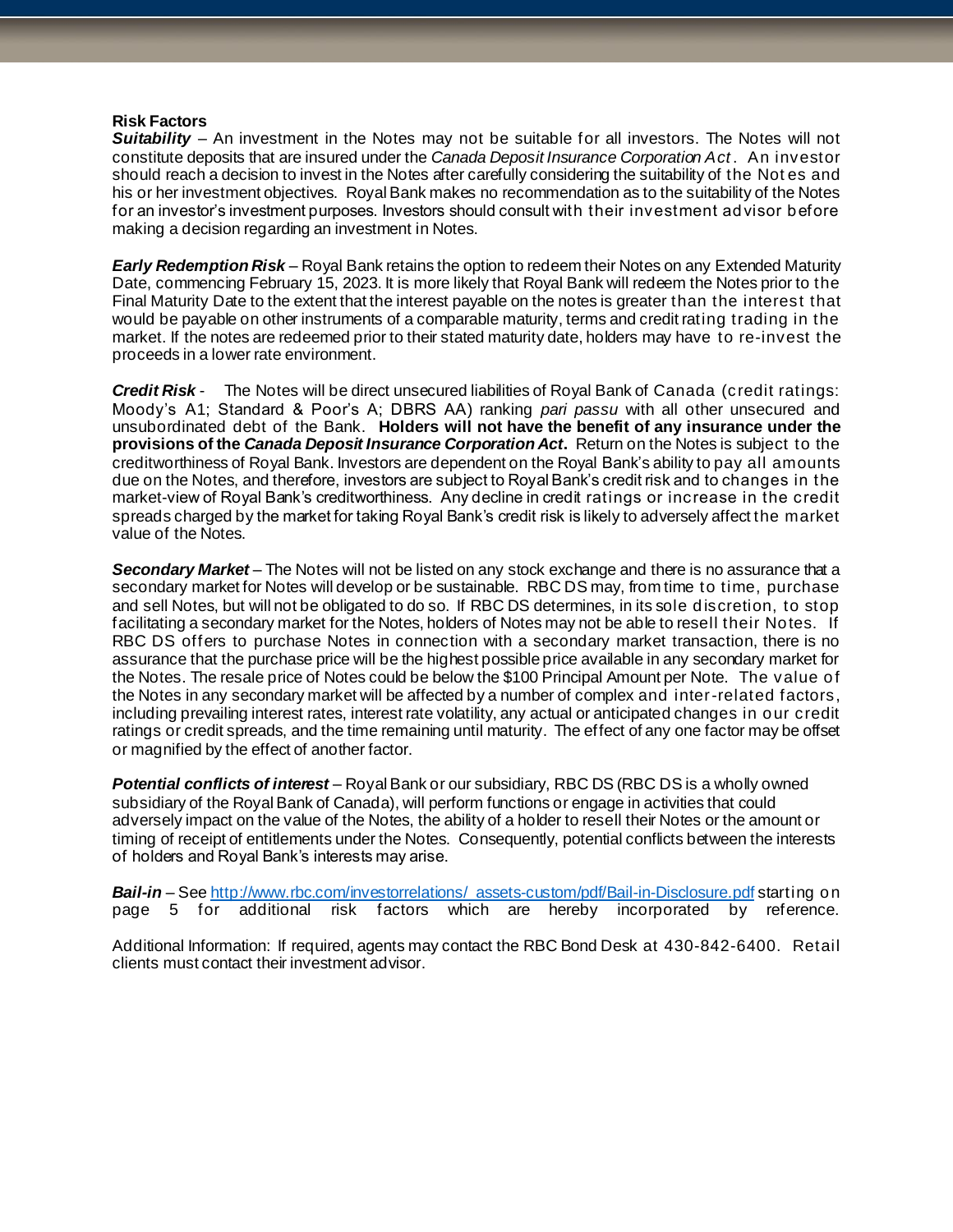**Risk Factors**

***Suitability*** – An investment in the Notes may not be suitable for all investors. The Notes will not constitute deposits that are insured under the *Canada Deposit Insurance Corporation Act*. An investor should reach a decision to invest in the Notes after carefully considering the suitability of the Notes and his or her investment objectives. Royal Bank makes no recommendation as to the suitability of the Notes for an investor's investment purposes. Investors should consult with their investment advisor before making a decision regarding an investment in Notes.

***Early Redemption Risk*** – Royal Bank retains the option to redeem their Notes on any Extended Maturity Date, commencing February 15, 2023. It is more likely that Royal Bank will redeem the Notes prior to the Final Maturity Date to the extent that the interest payable on the notes is greater than the interest that would be payable on other instruments of a comparable maturity, terms and credit rating trading in the market. If the notes are redeemed prior to their stated maturity date, holders may have to re-invest the proceeds in a lower rate environment.

***Credit Risk*** - The Notes will be direct unsecured liabilities of Royal Bank of Canada (credit ratings: Moody's A1; Standard & Poor's A; DBRS AA) ranking *pari passu* with all other unsecured and unsubordinated debt of the Bank. **Holders will not have the benefit of any insurance under the provisions of the *Canada Deposit Insurance Corporation Act*.** Return on the Notes is subject to the creditworthiness of Royal Bank. Investors are dependent on the Royal Bank's ability to pay all amounts due on the Notes, and therefore, investors are subject to Royal Bank's credit risk and to changes in the market-view of Royal Bank's creditworthiness. Any decline in credit ratings or increase in the credit spreads charged by the market for taking Royal Bank's credit risk is likely to adversely affect the market value of the Notes.

***Secondary Market*** – The Notes will not be listed on any stock exchange and there is no assurance that a secondary market for Notes will develop or be sustainable. RBC DS may, from time to time, purchase and sell Notes, but will not be obligated to do so. If RBC DS determines, in its sole discretion, to stop facilitating a secondary market for the Notes, holders of Notes may not be able to resell their Notes. If RBC DS offers to purchase Notes in connection with a secondary market transaction, there is no assurance that the purchase price will be the highest possible price available in any secondary market for the Notes. The resale price of Notes could be below the $100 Principal Amount per Note. The value of the Notes in any secondary market will be affected by a number of complex and inter-related factors, including prevailing interest rates, interest rate volatility, any actual or anticipated changes in our credit ratings or credit spreads, and the time remaining until maturity. The effect of any one factor may be offset or magnified by the effect of another factor.

***Potential conflicts of interest*** – Royal Bank or our subsidiary, RBC DS (RBC DS is a wholly owned subsidiary of the Royal Bank of Canada), will perform functions or engage in activities that could adversely impact on the value of the Notes, the ability of a holder to resell their Notes or the amount or timing of receipt of entitlements under the Notes. Consequently, potential conflicts between the interests of holders and Royal Bank's interests may arise.

***Bail-in*** – See [http://www.rbc.com/investorrelations/_assets-custom/pdf/Bail-in-Disclosure.pdf](http://www.rbc.com/investorrelations/_assets-custom/pdf/Bail-in-Disclosure.pdf) starting on page 5 for additional risk factors which are hereby incorporated by reference.

Additional Information: If required, agents may contact the RBC Bond Desk at 430-842-6400. Retail clients must contact their investment advisor.